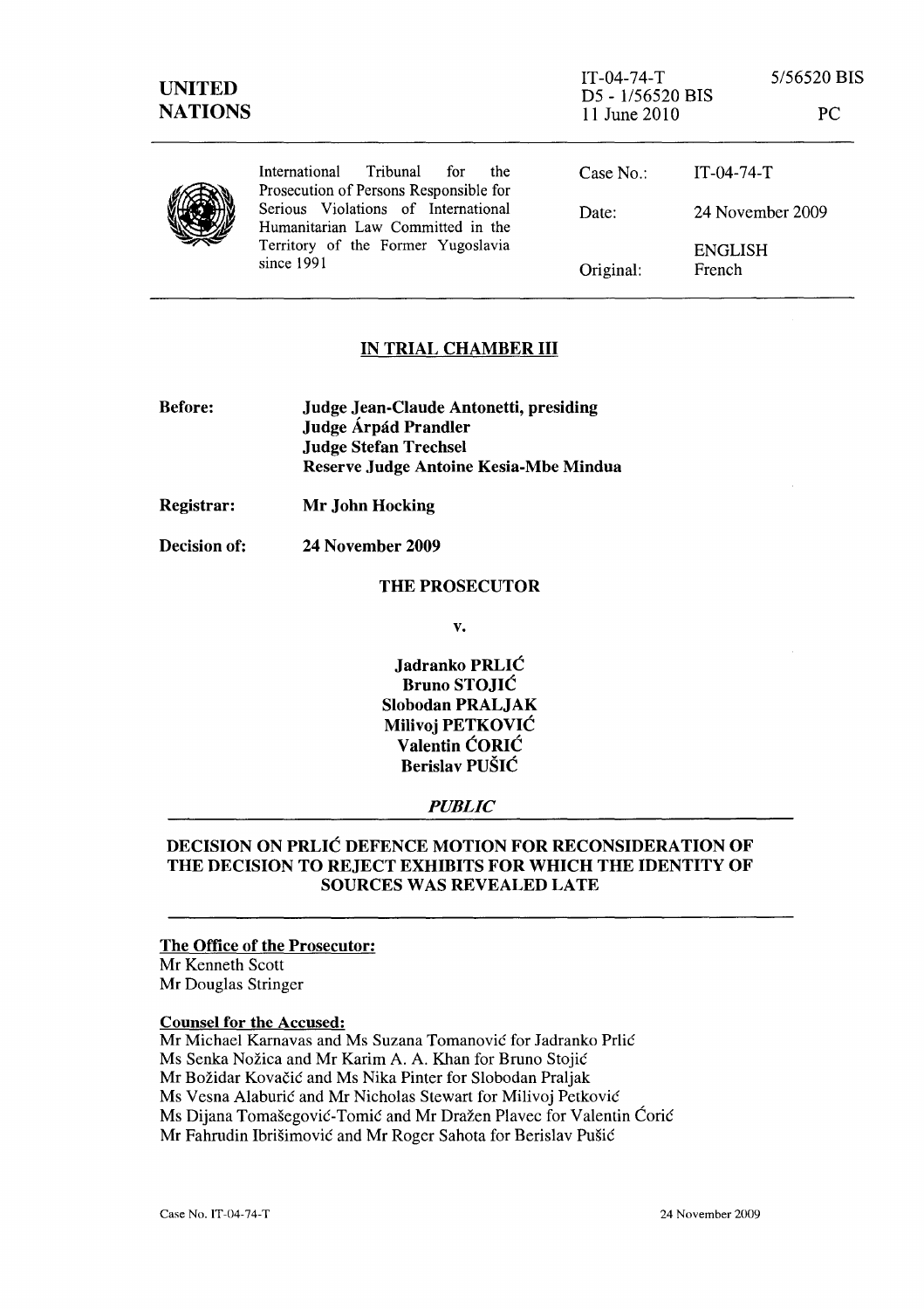| UNITED NATIONS | IT-04-74-T D5 - 1/56520 BIS 11 June 2010 | 5/56520 BIS PC |
|---|---|---|

| International Tribunal for the Prosecution of Persons Responsible for Serious Violations of International Humanitarian Law Committed in the Territory of the Former Yugoslavia since 1991 | Case No.: | IT-04-74-T |
|---|---|---|
| | Date: | 24 November 2009 |
| | | ENGLISH |
| | Original: | French |

## IN TRIAL CHAMBER III

**Before:** **Judge Jean-Claude Antonetti, presiding**
**Judge Árpád Prandler**
**Judge Stefan Trechsel**
**Reserve Judge Antoine Kesia-Mbe Mindua**

**Registrar:** **Mr John Hocking**

**Decision of:** **24 November 2009**

**THE PROSECUTOR**

**v.**

**Jadranko PRLIĆ**
**Bruno STOJIĆ**
**Slobodan PRALJAK**
**Milivoj PETKOVIĆ**
**Valentin ĆORIĆ**
**Berislav PUŠIĆ**

***PUBLIC***

## DECISION ON PRLIĆ DEFENCE MOTION FOR RECONSIDERATION OF THE DECISION TO REJECT EXHIBITS FOR WHICH THE IDENTITY OF SOURCES WAS REVEALED LATE

**The Office of the Prosecutor:**
Mr Kenneth Scott
Mr Douglas Stringer

**Counsel for the Accused:**
Mr Michael Karnavas and Ms Suzana Tomanović for Jadranko Prlić
Ms Senka Nožica and Mr Karim A. A. Khan for Bruno Stojić
Mr Božidar Kovačić and Ms Nika Pinter for Slobodan Praljak
Ms Vesna Alaburić and Mr Nicholas Stewart for Milivoj Petković
Ms Dijana Tomašegović-Tomić and Mr Dražen Plavec for Valentin Ćorić
Mr Fahrudin Ibrišimović and Mr Roger Sahota for Berislav Pušić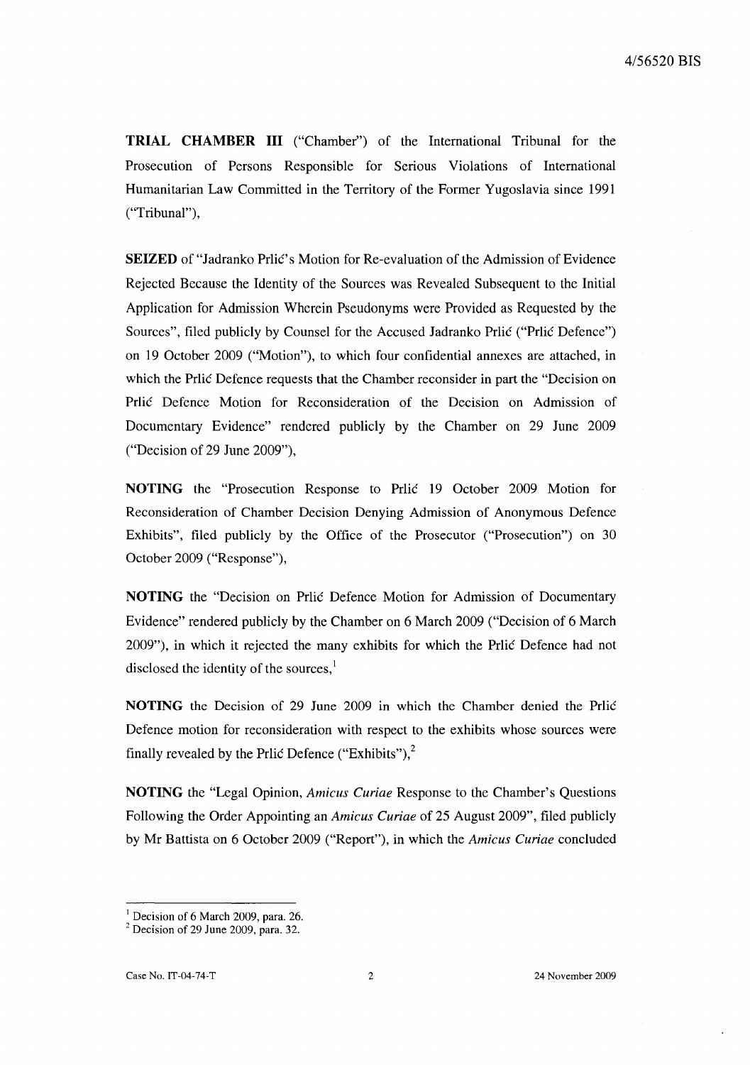**TRIAL CHAMBER III** ("Chamber") of the International Tribunal for the Prosecution of Persons Responsible for Serious Violations of International Humanitarian Law Committed in the Territory of the Former Yugoslavia since 1991 ("Tribunal"),

**SEIZED** of "Jadranko Prlić's Motion for Re-evaluation of the Admission of Evidence Rejected Because the Identity of the Sources was Revealed Subsequent to the Initial Application for Admission Wherein Pseudonyms were Provided as Requested by the Sources", filed publicly by Counsel for the Accused Jadranko Prlić ("Prlić Defence") on 19 October 2009 ("Motion"), to which four confidential annexes are attached, in which the Prlić Defence requests that the Chamber reconsider in part the "Decision on Prlić Defence Motion for Reconsideration of the Decision on Admission of Documentary Evidence" rendered publicly by the Chamber on 29 June 2009 ("Decision of 29 June 2009"),

**NOTING** the "Prosecution Response to Prlić 19 October 2009 Motion for Reconsideration of Chamber Decision Denying Admission of Anonymous Defence Exhibits", filed publicly by the Office of the Prosecutor ("Prosecution") on 30 October 2009 ("Response"),

**NOTING** the "Decision on Prlić Defence Motion for Admission of Documentary Evidence" rendered publicly by the Chamber on 6 March 2009 ("Decision of 6 March 2009"), in which it rejected the many exhibits for which the Prlić Defence had not disclosed the identity of the sources,[1]

**NOTING** the Decision of 29 June 2009 in which the Chamber denied the Prlić Defence motion for reconsideration with respect to the exhibits whose sources were finally revealed by the Prlić Defence ("Exhibits"),[2]

**NOTING** the "Legal Opinion, *Amicus Curiae* Response to the Chamber's Questions Following the Order Appointing an *Amicus Curiae* of 25 August 2009", filed publicly by Mr Battista on 6 October 2009 ("Report"), in which the *Amicus Curiae* concluded

---

[1] Decision of 6 March 2009, para. 26.

[2] Decision of 29 June 2009, para. 32.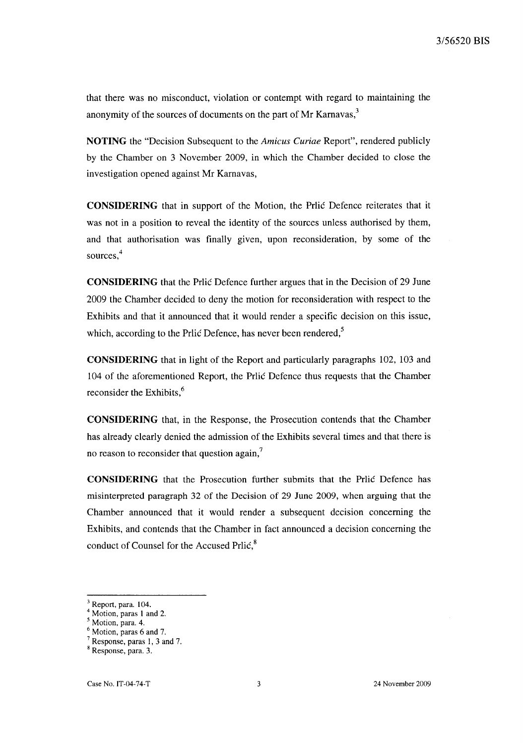that there was no misconduct, violation or contempt with regard to maintaining the anonymity of the sources of documents on the part of Mr Karnavas,[3]

**NOTING** the "Decision Subsequent to the *Amicus Curiae* Report", rendered publicly by the Chamber on 3 November 2009, in which the Chamber decided to close the investigation opened against Mr Karnavas,

**CONSIDERING** that in support of the Motion, the Prlić Defence reiterates that it was not in a position to reveal the identity of the sources unless authorised by them, and that authorisation was finally given, upon reconsideration, by some of the sources,[4]

**CONSIDERING** that the Prlić Defence further argues that in the Decision of 29 June 2009 the Chamber decided to deny the motion for reconsideration with respect to the Exhibits and that it announced that it would render a specific decision on this issue, which, according to the Prlić Defence, has never been rendered,[5]

**CONSIDERING** that in light of the Report and particularly paragraphs 102, 103 and 104 of the aforementioned Report, the Prlić Defence thus requests that the Chamber reconsider the Exhibits,[6]

**CONSIDERING** that, in the Response, the Prosecution contends that the Chamber has already clearly denied the admission of the Exhibits several times and that there is no reason to reconsider that question again,[7]

**CONSIDERING** that the Prosecution further submits that the Prlić Defence has misinterpreted paragraph 32 of the Decision of 29 June 2009, when arguing that the Chamber announced that it would render a subsequent decision concerning the Exhibits, and contends that the Chamber in fact announced a decision concerning the conduct of Counsel for the Accused Prlić,[8]

---

[3] Report, para. 104.
[4] Motion, paras 1 and 2.
[5] Motion, para. 4.
[6] Motion, paras 6 and 7.
[7] Response, paras 1, 3 and 7.
[8] Response, para. 3.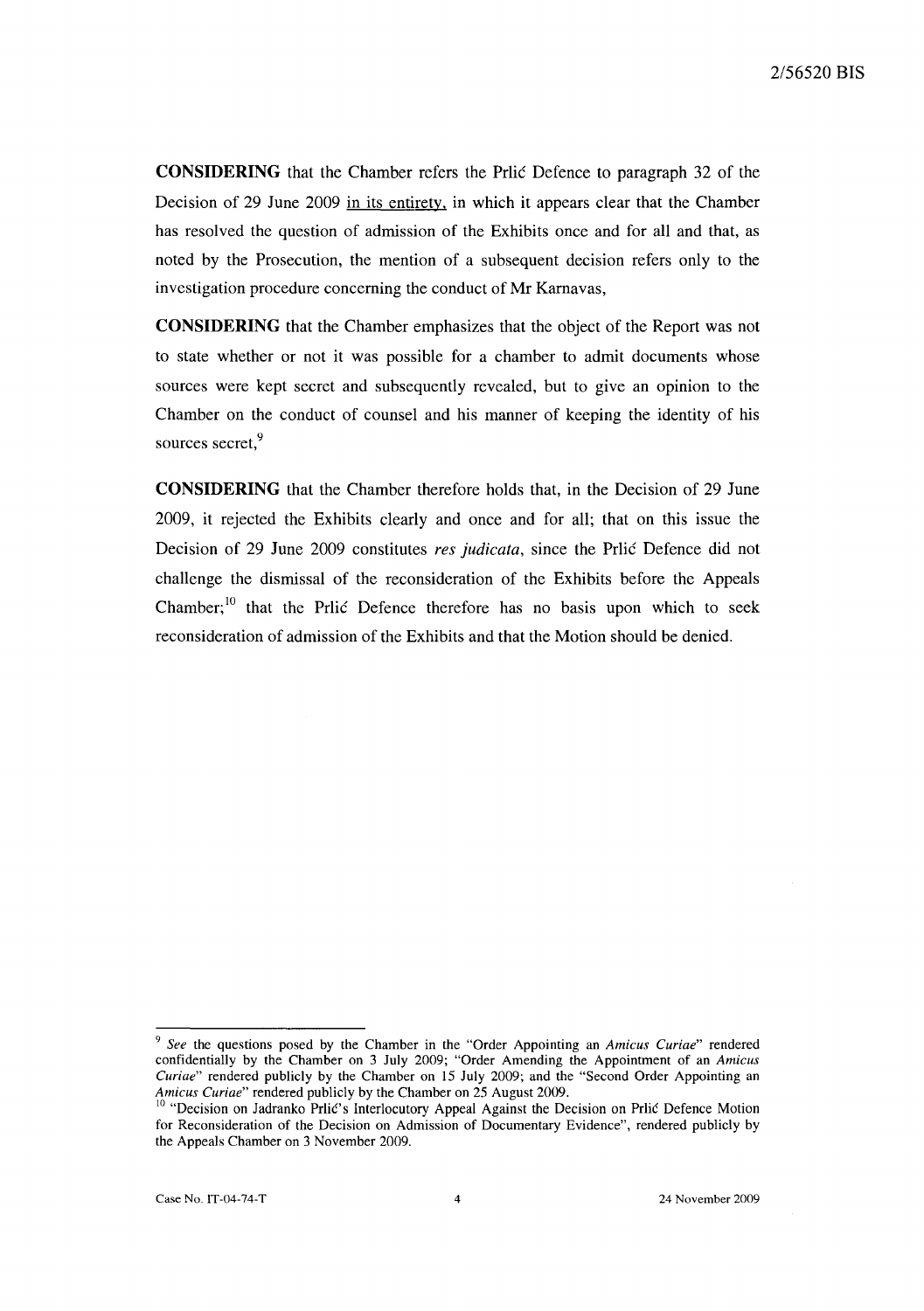**CONSIDERING** that the Chamber refers the Prlić Defence to paragraph 32 of the Decision of 29 June 2009 in its entirety, in which it appears clear that the Chamber has resolved the question of admission of the Exhibits once and for all and that, as noted by the Prosecution, the mention of a subsequent decision refers only to the investigation procedure concerning the conduct of Mr Karnavas,

**CONSIDERING** that the Chamber emphasizes that the object of the Report was not to state whether or not it was possible for a chamber to admit documents whose sources were kept secret and subsequently revealed, but to give an opinion to the Chamber on the conduct of counsel and his manner of keeping the identity of his sources secret,[9]

**CONSIDERING** that the Chamber therefore holds that, in the Decision of 29 June 2009, it rejected the Exhibits clearly and once and for all; that on this issue the Decision of 29 June 2009 constitutes *res judicata*, since the Prlić Defence did not challenge the dismissal of the reconsideration of the Exhibits before the Appeals Chamber;[10] that the Prlić Defence therefore has no basis upon which to seek reconsideration of admission of the Exhibits and that the Motion should be denied.

---

[9] *See* the questions posed by the Chamber in the "Order Appointing an *Amicus Curiae*" rendered confidentially by the Chamber on 3 July 2009; "Order Amending the Appointment of an *Amicus Curiae*" rendered publicly by the Chamber on 15 July 2009; and the "Second Order Appointing an *Amicus Curiae*" rendered publicly by the Chamber on 25 August 2009.

[10] "Decision on Jadranko Prlić's Interlocutory Appeal Against the Decision on Prlić Defence Motion for Reconsideration of the Decision on Admission of Documentary Evidence", rendered publicly by the Appeals Chamber on 3 November 2009.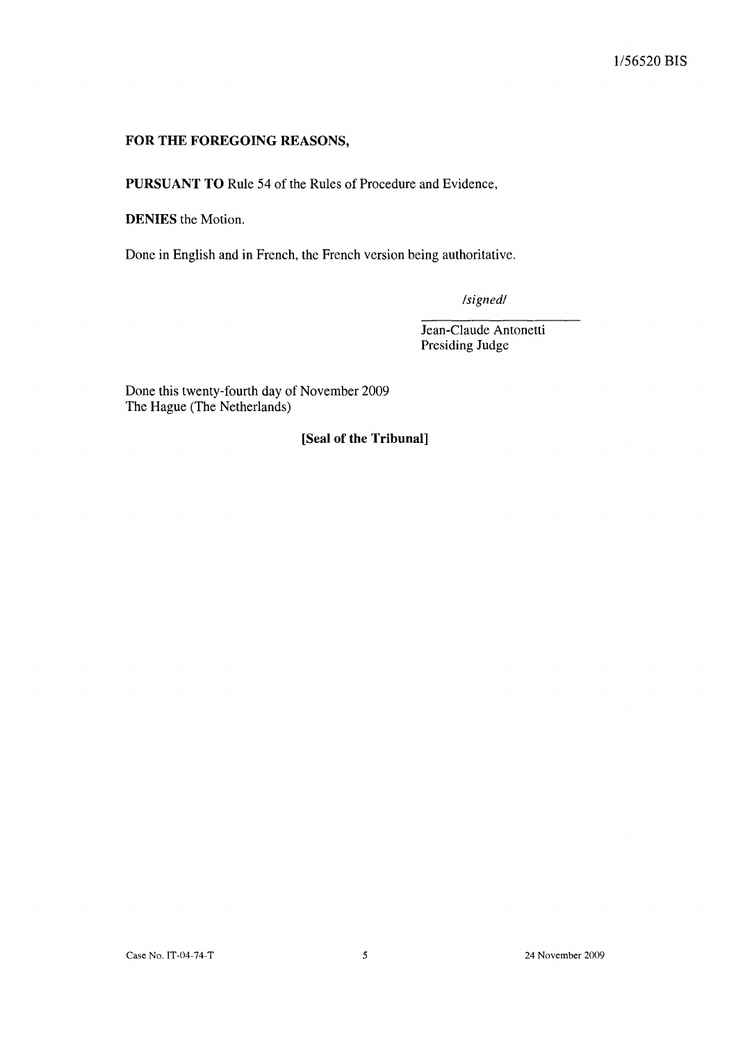**FOR THE FOREGOING REASONS,**

**PURSUANT TO** Rule 54 of the Rules of Procedure and Evidence,

**DENIES** the Motion.

Done in English and in French, the French version being authoritative.

*/signed/*

Jean-Claude Antonetti
Presiding Judge

Done this twenty-fourth day of November 2009
The Hague (The Netherlands)

**[Seal of the Tribunal]**